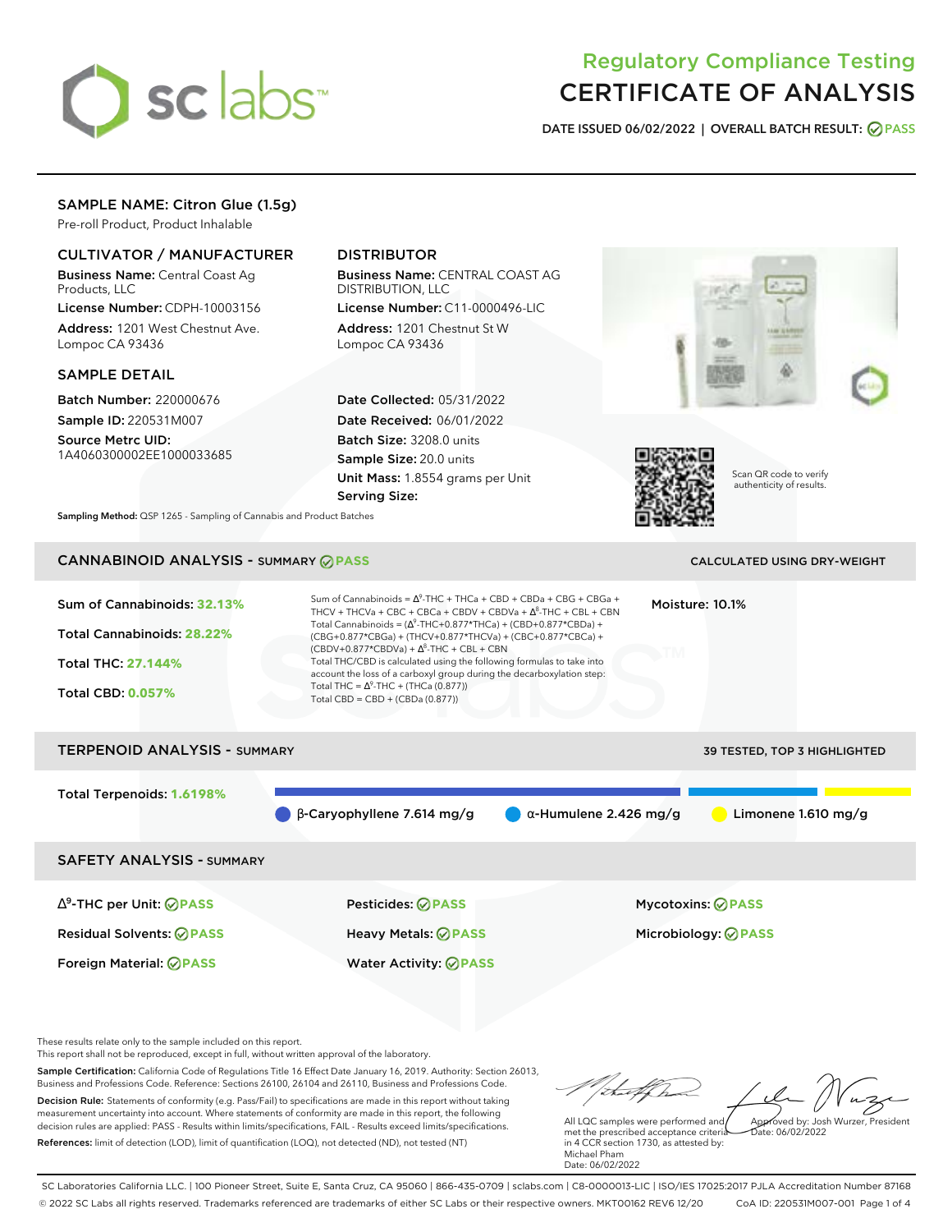# Regulatory Compliance Testing
# CERTIFICATE OF ANALYSIS

**DATE ISSUED 06/02/2022 | OVERALL BATCH RESULT: PASS**

## SAMPLE NAME: Citron Glue (1.5g)

Pre-roll Product, Product Inhalable

### CULTIVATOR / MANUFACTURER

**Business Name:** Central Coast Ag Products, LLC

**License Number:** CDPH-10003156

**Address:** 1201 West Chestnut Ave. Lompoc CA 93436

### DISTRIBUTOR

**Business Name:** CENTRAL COAST AG DISTRIBUTION, LLC

**License Number:** C11-0000496-LIC

**Address:** 1201 Chestnut St W Lompoc CA 93436

### SAMPLE DETAIL

**Batch Number:** 220000676

**Sample ID:** 220531M007

**Source Metrc UID:** 1A4060300002EE1000033685

**Date Collected:** 05/31/2022

**Date Received:** 06/01/2022

**Batch Size:** 3208.0 units

**Sample Size:** 20.0 units

**Unit Mass:** 1.8554 grams per Unit

**Serving Size:**

Scan QR code to verify authenticity of results.

**Sampling Method:** QSP 1265 - Sampling of Cannabis and Product Batches

## CANNABINOID ANALYSIS - SUMMARY PASS

CALCULATED USING DRY-WEIGHT

Sum of Cannabinoids: **32.13%**

Total Cannabinoids: **28.22%**

Total THC: **27.144%**

Total CBD: **0.057%**

Sum of Cannabinoids = $\Delta^9$-THC + THCa + CBD + CBDa + CBG + CBGa + THCV + THCVa + CBC + CBCa + CBDV + CBDVa + $\Delta^8$-THC + CBL + CBN

Total Cannabinoids = ($\Delta^9$-THC+0.877*THCa) + (CBD+0.877*CBDa) + (CBG+0.877*CBGa) + (THCV+0.877*THCVa) + (CBC+0.877*CBCa) + (CBDV+0.877*CBDVa) + $\Delta^8$-THC + CBL + CBN

Total THC/CBD is calculated using the following formulas to take into account the loss of a carboxyl group during the decarboxylation step:

Total THC = $\Delta^9$-THC + (THCa (0.877))

Total CBD = CBD + (CBDa (0.877))

Moisture: 10.1%

## TERPENOID ANALYSIS - SUMMARY

39 TESTED, TOP 3 HIGHLIGHTED

Total Terpenoids: **1.6198%**

- β-Caryophyllene 7.614 mg/g
- α-Humulene 2.426 mg/g
- Limonene 1.610 mg/g

## SAFETY ANALYSIS - SUMMARY

| | | |
|---|---|---|
| $\Delta^9$-THC per Unit: PASS | Pesticides: PASS | Mycotoxins: PASS |
| Residual Solvents: PASS | Heavy Metals: PASS | Microbiology: PASS |
| Foreign Material: PASS | Water Activity: PASS | |

These results relate only to the sample included on this report.
This report shall not be reproduced, except in full, without written approval of the laboratory.

**Sample Certification:** California Code of Regulations Title 16 Effect Date January 16, 2019. Authority: Section 26013, Business and Professions Code. Reference: Sections 26100, 26104 and 26110, Business and Professions Code.

**Decision Rule:** Statements of conformity (e.g. Pass/Fail) to specifications are made in this report without taking measurement uncertainty into account. Where statements of conformity are made in this report, the following decision rules are applied: PASS - Results within limits/specifications, FAIL - Results exceed limits/specifications.

**References:** limit of detection (LOD), limit of quantification (LOQ), not detected (ND), not tested (NT)

All LQC samples were performed and met the prescribed acceptance criteria in 4 CCR section 1730, as attested by: Michael Pham
Date: 06/02/2022

Approved by: Josh Wurzer, President
Date: 06/02/2022

SC Laboratories California LLC. | 100 Pioneer Street, Suite E, Santa Cruz, CA 95060 | 866-435-0709 | sclabs.com | C8-0000013-LIC | ISO/IES 17025:2017 PJLA Accreditation Number 87168
© 2022 SC Labs all rights reserved. Trademarks referenced are trademarks of either SC Labs or their respective owners. MKT00162 REV6 12/20 CoA ID: 220531M007-001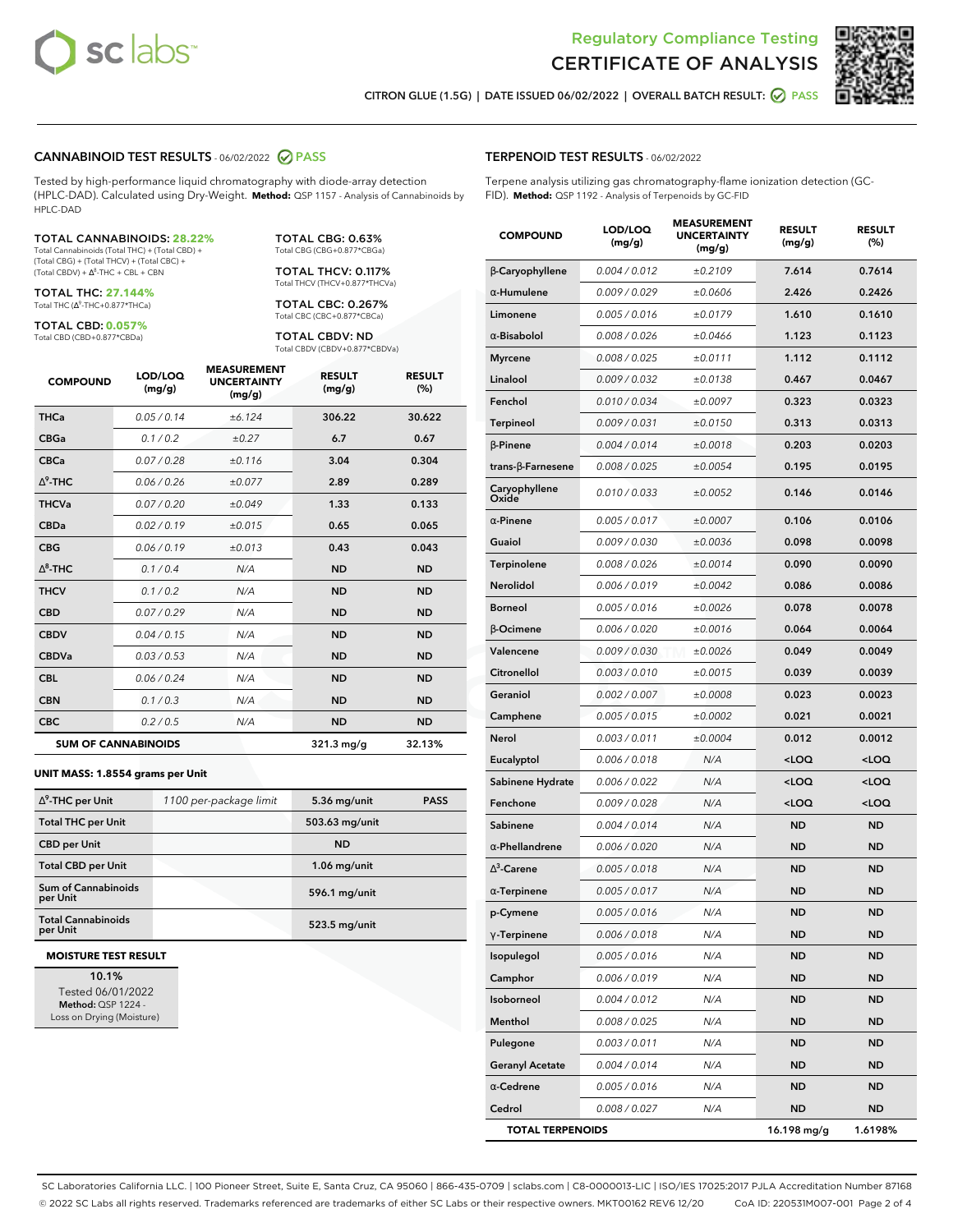Regulatory Compliance Testing
# CERTIFICATE OF ANALYSIS

CITRON GLUE (1.5G) | DATE ISSUED 06/02/2022 | OVERALL BATCH RESULT: PASS

## CANNABINOID TEST RESULTS - 06/02/2022 PASS

Tested by high-performance liquid chromatography with diode-array detection (HPLC-DAD). Calculated using Dry-Weight. **Method:** QSP 1157 - Analysis of Cannabinoids by HPLC-DAD

**TOTAL CANNABINOIDS: 28.22%**
Total Cannabinoids (Total THC) + (Total CBD) + (Total CBG) + (Total THCV) + (Total CBC) + (Total CBDV) + Δ⁸-THC + CBL + CBN

**TOTAL THC: 27.144%**
Total THC (Δ⁹-THC+0.877*THCa)

**TOTAL CBD: 0.057%**
Total CBD (CBD+0.877*CBDa)

**TOTAL CBG: 0.63%**
Total CBG (CBG+0.877*CBGa)

**TOTAL THCV: 0.117%**
Total THCV (THCV+0.877*THCVa)

**TOTAL CBC: 0.267%**
Total CBC (CBC+0.877*CBCa)

**TOTAL CBDV: ND**
Total CBDV (CBDV+0.877*CBDVa)

| COMPOUND | LOD/LOQ (mg/g) | MEASUREMENT UNCERTAINTY (mg/g) | RESULT (mg/g) | RESULT (%) |
|---|---|---|---|---|
| THCa | 0.05 / 0.14 | ±6.124 | 306.22 | 30.622 |
| CBGa | 0.1 / 0.2 | ±0.27 | 6.7 | 0.67 |
| CBCa | 0.07 / 0.28 | ±0.116 | 3.04 | 0.304 |
| Δ⁹-THC | 0.06 / 0.26 | ±0.077 | 2.89 | 0.289 |
| THCVa | 0.07 / 0.20 | ±0.049 | 1.33 | 0.133 |
| CBDa | 0.02 / 0.19 | ±0.015 | 0.65 | 0.065 |
| CBG | 0.06 / 0.19 | ±0.013 | 0.43 | 0.043 |
| Δ⁸-THC | 0.1 / 0.4 | N/A | ND | ND |
| THCV | 0.1 / 0.2 | N/A | ND | ND |
| CBD | 0.07 / 0.29 | N/A | ND | ND |
| CBDV | 0.04 / 0.15 | N/A | ND | ND |
| CBDVa | 0.03 / 0.53 | N/A | ND | ND |
| CBL | 0.06 / 0.24 | N/A | ND | ND |
| CBN | 0.1 / 0.3 | N/A | ND | ND |
| CBC | 0.2 / 0.5 | N/A | ND | ND |
| **SUM OF CANNABINOIDS** | | | 321.3 mg/g | 32.13% |

**UNIT MASS: 1.8554 grams per Unit**

| | | | |
|---|---|---|---|
| Δ⁹-THC per Unit | 1100 per-package limit | 5.36 mg/unit | PASS |
| Total THC per Unit | | 503.63 mg/unit | |
| CBD per Unit | | ND | |
| Total CBD per Unit | | 1.06 mg/unit | |
| Sum of Cannabinoids per Unit | | 596.1 mg/unit | |
| Total Cannabinoids per Unit | | 523.5 mg/unit | |

**MOISTURE TEST RESULT**

10.1%
Tested 06/01/2022
**Method:** QSP 1224 - Loss on Drying (Moisture)

## TERPENOID TEST RESULTS - 06/02/2022

Terpene analysis utilizing gas chromatography-flame ionization detection (GC-FID). **Method:** QSP 1192 - Analysis of Terpenoids by GC-FID

| COMPOUND | LOD/LOQ (mg/g) | MEASUREMENT UNCERTAINTY (mg/g) | RESULT (mg/g) | RESULT (%) |
|---|---|---|---|---|
| β-Caryophyllene | 0.004 / 0.012 | ±0.2109 | 7.614 | 0.7614 |
| α-Humulene | 0.009 / 0.029 | ±0.0606 | 2.426 | 0.2426 |
| Limonene | 0.005 / 0.016 | ±0.0179 | 1.610 | 0.1610 |
| α-Bisabolol | 0.008 / 0.026 | ±0.0466 | 1.123 | 0.1123 |
| Myrcene | 0.008 / 0.025 | ±0.0111 | 1.112 | 0.1112 |
| Linalool | 0.009 / 0.032 | ±0.0138 | 0.467 | 0.0467 |
| Fenchol | 0.010 / 0.034 | ±0.0097 | 0.323 | 0.0323 |
| Terpineol | 0.009 / 0.031 | ±0.0150 | 0.313 | 0.0313 |
| β-Pinene | 0.004 / 0.014 | ±0.0018 | 0.203 | 0.0203 |
| trans-β-Farnesene | 0.008 / 0.025 | ±0.0054 | 0.195 | 0.0195 |
| Caryophyllene Oxide | 0.010 / 0.033 | ±0.0052 | 0.146 | 0.0146 |
| α-Pinene | 0.005 / 0.017 | ±0.0007 | 0.106 | 0.0106 |
| Guaiol | 0.009 / 0.030 | ±0.0036 | 0.098 | 0.0098 |
| Terpinolene | 0.008 / 0.026 | ±0.0014 | 0.090 | 0.0090 |
| Nerolidol | 0.006 / 0.019 | ±0.0042 | 0.086 | 0.0086 |
| Borneol | 0.005 / 0.016 | ±0.0026 | 0.078 | 0.0078 |
| β-Ocimene | 0.006 / 0.020 | ±0.0016 | 0.064 | 0.0064 |
| Valencene | 0.009 / 0.030 | ±0.0026 | 0.049 | 0.0049 |
| Citronellol | 0.003 / 0.010 | ±0.0015 | 0.039 | 0.0039 |
| Geraniol | 0.002 / 0.007 | ±0.0008 | 0.023 | 0.0023 |
| Camphene | 0.005 / 0.015 | ±0.0002 | 0.021 | 0.0021 |
| Nerol | 0.003 / 0.011 | ±0.0004 | 0.012 | 0.0012 |
| Eucalyptol | 0.006 / 0.018 | N/A | <LOQ | <LOQ |
| Sabinene Hydrate | 0.006 / 0.022 | N/A | <LOQ | <LOQ |
| Fenchone | 0.009 / 0.028 | N/A | <LOQ | <LOQ |
| Sabinene | 0.004 / 0.014 | N/A | ND | ND |
| α-Phellandrene | 0.006 / 0.020 | N/A | ND | ND |
| Δ³-Carene | 0.005 / 0.018 | N/A | ND | ND |
| α-Terpinene | 0.005 / 0.017 | N/A | ND | ND |
| p-Cymene | 0.005 / 0.016 | N/A | ND | ND |
| γ-Terpinene | 0.006 / 0.018 | N/A | ND | ND |
| Isopulegol | 0.005 / 0.016 | N/A | ND | ND |
| Camphor | 0.006 / 0.019 | N/A | ND | ND |
| Isoborneol | 0.004 / 0.012 | N/A | ND | ND |
| Menthol | 0.008 / 0.025 | N/A | ND | ND |
| Pulegone | 0.003 / 0.011 | N/A | ND | ND |
| Geranyl Acetate | 0.004 / 0.014 | N/A | ND | ND |
| α-Cedrene | 0.005 / 0.016 | N/A | ND | ND |
| Cedrol | 0.008 / 0.027 | N/A | ND | ND |
| **TOTAL TERPENOIDS** | | | 16.198 mg/g | 1.6198% |

SC Laboratories California LLC. | 100 Pioneer Street, Suite E, Santa Cruz, CA 95060 | 866-435-0709 | sclabs.com | C8-0000013-LIC | ISO/IES 17025:2017 PJLA Accreditation Number 87168
© 2022 SC Labs all rights reserved. Trademarks referenced are trademarks of either SC Labs or their respective owners. MKT00162 REV6 12/20 CoA ID: 220531M007-001